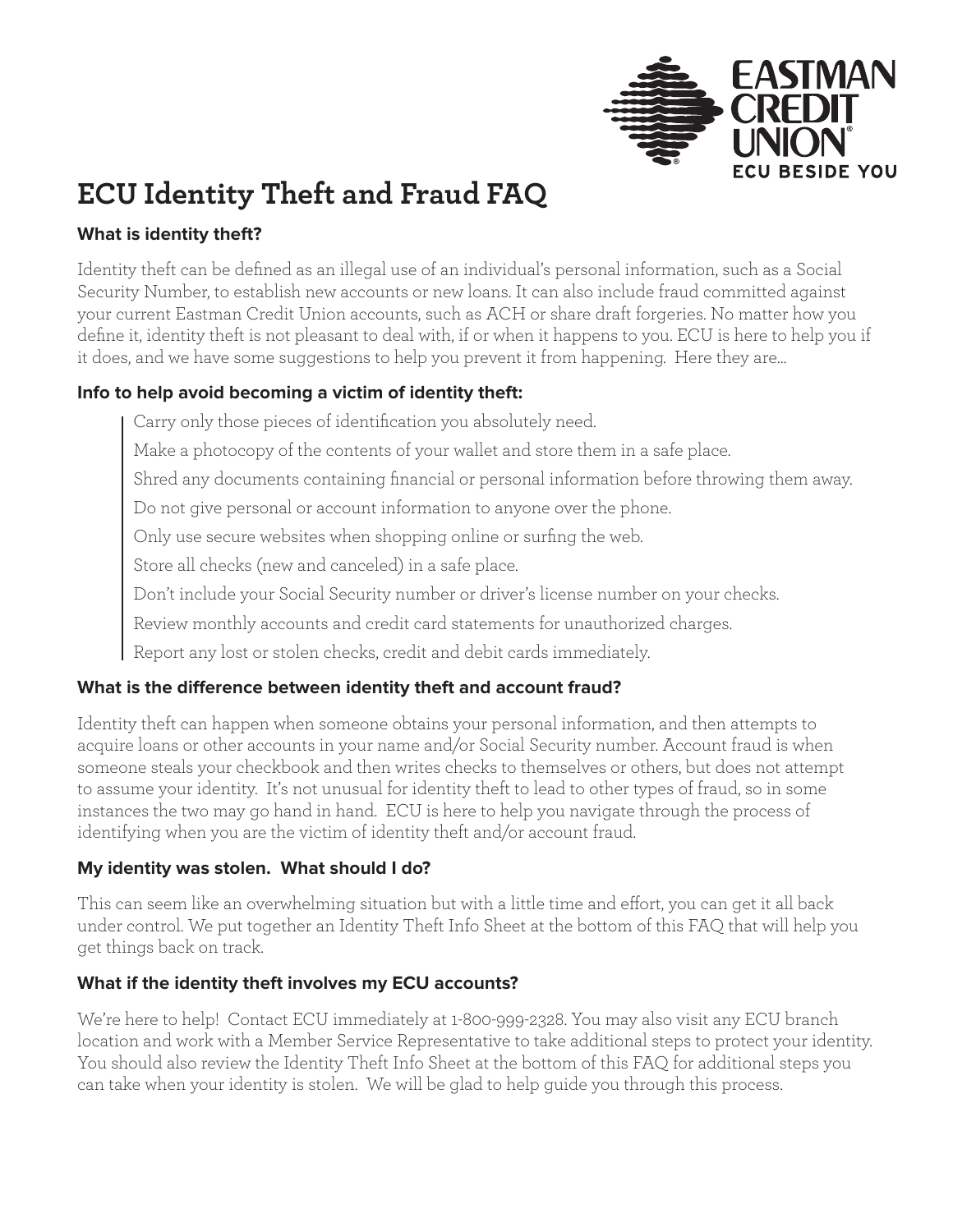# ECU Identity Theft and Fraud FAQ

### What is identity theft?

Identity theft can be defined as an illegal use of an individual's personal information, such as a Social Security Number, to establish new accounts or new loans. It can also include fraud committed against your current Eastman Credit Union accounts, such as ACH or share draft forgeries. No matter how you define it, identity theft is not pleasant to deal with, if or when it happens to you. ECU is here to help you if it does, and we have some suggestions to help you prevent it from happening. Here they are...

### Info to help avoid becoming a victim of identity theft:

- Carry only those pieces of identification you absolutely need.
- Make a photocopy of the contents of your wallet and store them in a safe place.
- Shred any documents containing financial or personal information before throwing them away.
- Do not give personal or account information to anyone over the phone.
- Only use secure websites when shopping online or surfing the web.
- Store all checks (new and canceled) in a safe place.
- Don't include your Social Security number or driver's license number on your checks.
- Review monthly accounts and credit card statements for unauthorized charges.
- Report any lost or stolen checks, credit and debit cards immediately.

### What is the difference between identity theft and account fraud?

Identity theft can happen when someone obtains your personal information, and then attempts to acquire loans or other accounts in your name and/or Social Security number. Account fraud is when someone steals your checkbook and then writes checks to themselves or others, but does not attempt to assume your identity. It's not unusual for identity theft to lead to other types of fraud, so in some instances the two may go hand in hand. ECU is here to help you navigate through the process of identifying when you are the victim of identity theft and/or account fraud.

### My identity was stolen. What should I do?

This can seem like an overwhelming situation but with a little time and effort, you can get it all back under control. We put together an Identity Theft Info Sheet at the bottom of this FAQ that will help you get things back on track.

### What if the identity theft involves my ECU accounts?

We're here to help! Contact ECU immediately at 1-800-999-2328. You may also visit any ECU branch location and work with a Member Service Representative to take additional steps to protect your identity. You should also review the Identity Theft Info Sheet at the bottom of this FAQ for additional steps you can take when your identity is stolen. We will be glad to help guide you through this process.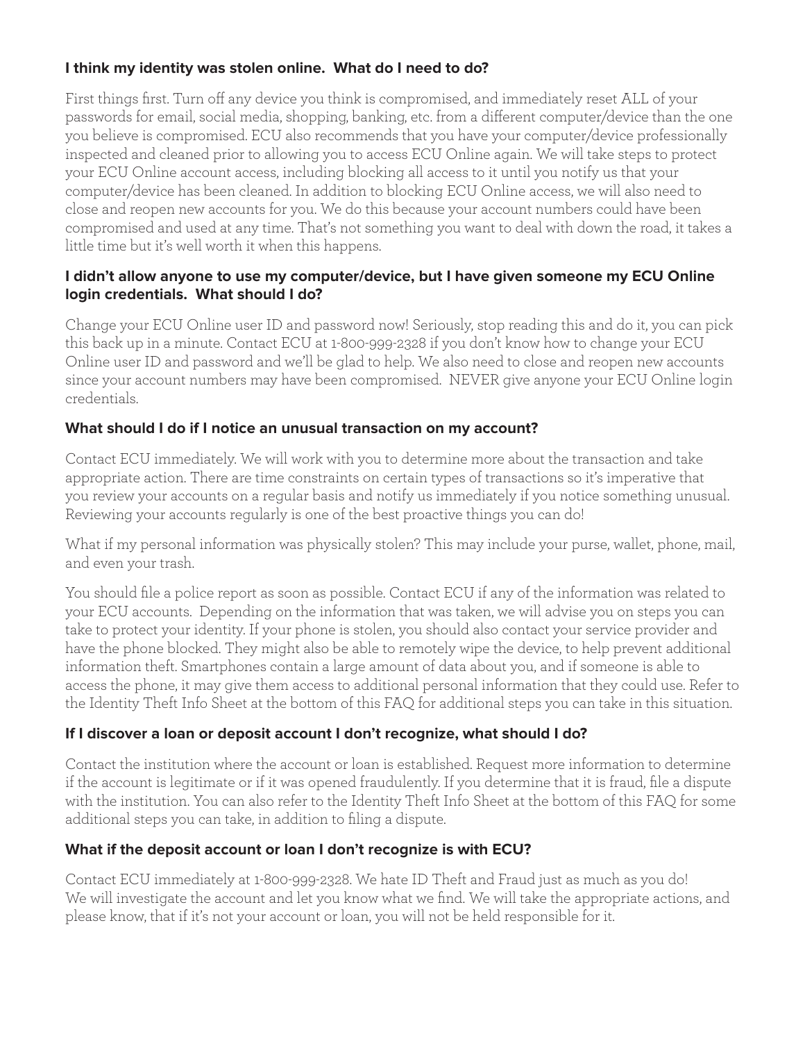**I think my identity was stolen online. What do I need to do?**

First things first. Turn off any device you think is compromised, and immediately reset ALL of your passwords for email, social media, shopping, banking, etc. from a different computer/device than the one you believe is compromised. ECU also recommends that you have your computer/device professionally inspected and cleaned prior to allowing you to access ECU Online again. We will take steps to protect your ECU Online account access, including blocking all access to it until you notify us that your computer/device has been cleaned. In addition to blocking ECU Online access, we will also need to close and reopen new accounts for you. We do this because your account numbers could have been compromised and used at any time. That's not something you want to deal with down the road, it takes a little time but it's well worth it when this happens.

**I didn't allow anyone to use my computer/device, but I have given someone my ECU Online login credentials. What should I do?**

Change your ECU Online user ID and password now! Seriously, stop reading this and do it, you can pick this back up in a minute. Contact ECU at 1-800-999-2328 if you don't know how to change your ECU Online user ID and password and we'll be glad to help. We also need to close and reopen new accounts since your account numbers may have been compromised. NEVER give anyone your ECU Online login credentials.

**What should I do if I notice an unusual transaction on my account?**

Contact ECU immediately. We will work with you to determine more about the transaction and take appropriate action. There are time constraints on certain types of transactions so it's imperative that you review your accounts on a regular basis and notify us immediately if you notice something unusual. Reviewing your accounts regularly is one of the best proactive things you can do!

What if my personal information was physically stolen? This may include your purse, wallet, phone, mail, and even your trash.

You should file a police report as soon as possible. Contact ECU if any of the information was related to your ECU accounts. Depending on the information that was taken, we will advise you on steps you can take to protect your identity. If your phone is stolen, you should also contact your service provider and have the phone blocked. They might also be able to remotely wipe the device, to help prevent additional information theft. Smartphones contain a large amount of data about you, and if someone is able to access the phone, it may give them access to additional personal information that they could use. Refer to the Identity Theft Info Sheet at the bottom of this FAQ for additional steps you can take in this situation.

**If I discover a loan or deposit account I don't recognize, what should I do?**

Contact the institution where the account or loan is established. Request more information to determine if the account is legitimate or if it was opened fraudulently. If you determine that it is fraud, file a dispute with the institution. You can also refer to the Identity Theft Info Sheet at the bottom of this FAQ for some additional steps you can take, in addition to filing a dispute.

**What if the deposit account or loan I don't recognize is with ECU?**

Contact ECU immediately at 1-800-999-2328. We hate ID Theft and Fraud just as much as you do! We will investigate the account and let you know what we find. We will take the appropriate actions, and please know, that if it's not your account or loan, you will not be held responsible for it.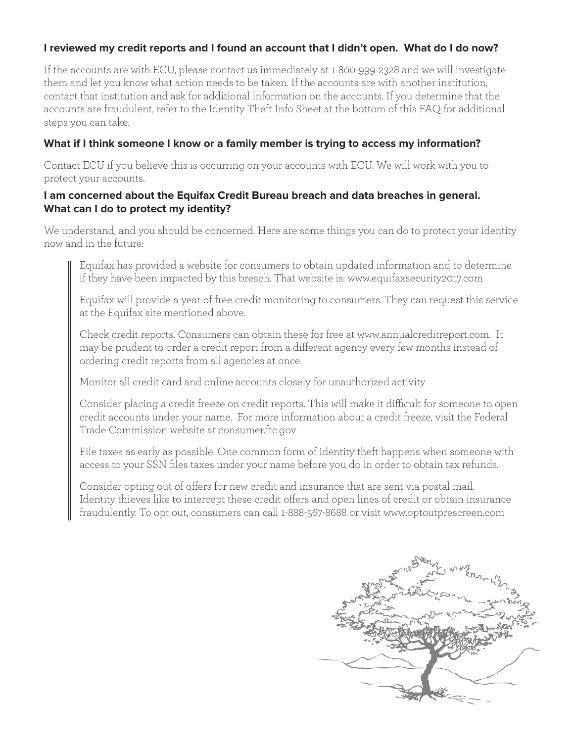### I reviewed my credit reports and I found an account that I didn't open. What do I do now?

If the accounts are with ECU, please contact us immediately at 1-800-999-2328 and we will investigate them and let you know what action needs to be taken. If the accounts are with another institution, contact that institution and ask for additional information on the accounts. If you determine that the accounts are fraudulent, refer to the Identity Theft Info Sheet at the bottom of this FAQ for additional steps you can take.

### What if I think someone I know or a family member is trying to access my information?

Contact ECU if you believe this is occurring on your accounts with ECU. We will work with you to protect your accounts.

### I am concerned about the Equifax Credit Bureau breach and data breaches in general. What can I do to protect my identity?

We understand, and you should be concerned. Here are some things you can do to protect your identity now and in the future:

> Equifax has provided a website for consumers to obtain updated information and to determine if they have been impacted by this breach. That website is: www.equifaxsecurity2017.com
>
> Equifax will provide a year of free credit monitoring to consumers. They can request this service at the Equifax site mentioned above.
>
> Check credit reports. Consumers can obtain these for free at www.annualcreditreport.com. It may be prudent to order a credit report from a different agency every few months instead of ordering credit reports from all agencies at once.
>
> Monitor all credit card and online accounts closely for unauthorized activity
>
> Consider placing a credit freeze on credit reports. This will make it difficult for someone to open credit accounts under your name. For more information about a credit freeze, visit the Federal Trade Commission website at consumer.ftc.gov
>
> File taxes as early as possible. One common form of identity theft happens when someone with access to your SSN files taxes under your name before you do in order to obtain tax refunds.
>
> Consider opting out of offers for new credit and insurance that are sent via postal mail. Identity thieves like to intercept these credit offers and open lines of credit or obtain insurance fraudulently. To opt out, consumers can call 1-888-567-8688 or visit www.optoutprescreen.com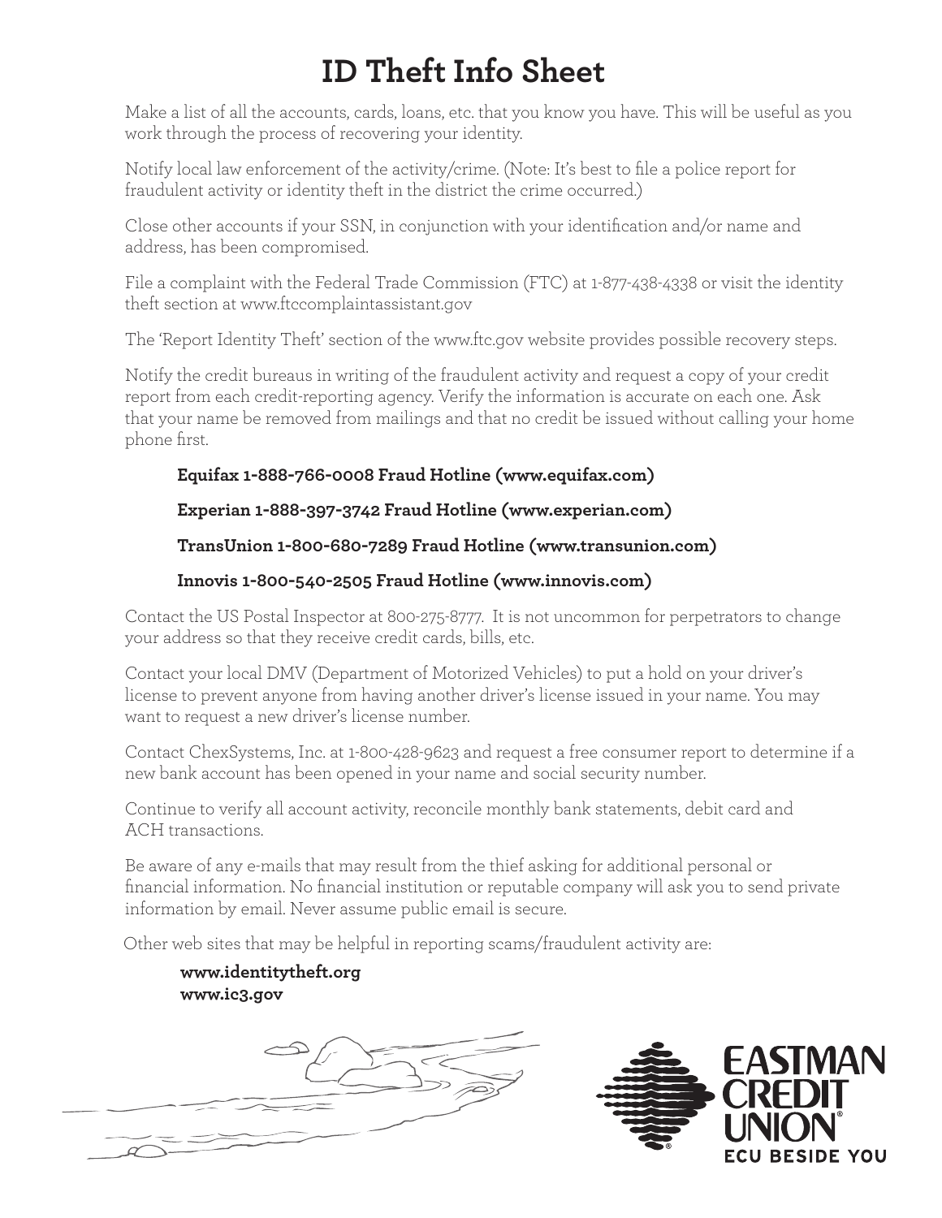# ID Theft Info Sheet

Make a list of all the accounts, cards, loans, etc. that you know you have. This will be useful as you work through the process of recovering your identity.

Notify local law enforcement of the activity/crime. (Note: It's best to file a police report for fraudulent activity or identity theft in the district the crime occurred.)

Close other accounts if your SSN, in conjunction with your identification and/or name and address, has been compromised.

File a complaint with the Federal Trade Commission (FTC) at 1-877-438-4338 or visit the identity theft section at www.ftccomplaintassistant.gov

The 'Report Identity Theft' section of the www.ftc.gov website provides possible recovery steps.

Notify the credit bureaus in writing of the fraudulent activity and request a copy of your credit report from each credit-reporting agency. Verify the information is accurate on each one. Ask that your name be removed from mailings and that no credit be issued without calling your home phone first.

**Equifax 1-888-766-0008 Fraud Hotline (www.equifax.com)**

**Experian 1-888-397-3742 Fraud Hotline (www.experian.com)**

**TransUnion 1-800-680-7289 Fraud Hotline (www.transunion.com)**

**Innovis 1-800-540-2505 Fraud Hotline (www.innovis.com)**

Contact the US Postal Inspector at 800-275-8777. It is not uncommon for perpetrators to change your address so that they receive credit cards, bills, etc.

Contact your local DMV (Department of Motorized Vehicles) to put a hold on your driver's license to prevent anyone from having another driver's license issued in your name. You may want to request a new driver's license number.

Contact ChexSystems, Inc. at 1-800-428-9623 and request a free consumer report to determine if a new bank account has been opened in your name and social security number.

Continue to verify all account activity, reconcile monthly bank statements, debit card and ACH transactions.

Be aware of any e-mails that may result from the thief asking for additional personal or financial information. No financial institution or reputable company will ask you to send private information by email. Never assume public email is secure.

Other web sites that may be helpful in reporting scams/fraudulent activity are:

**www.identitytheft.org**
**www.ic3.gov**

EASTMAN CREDIT UNION®
ECU BESIDE YOU